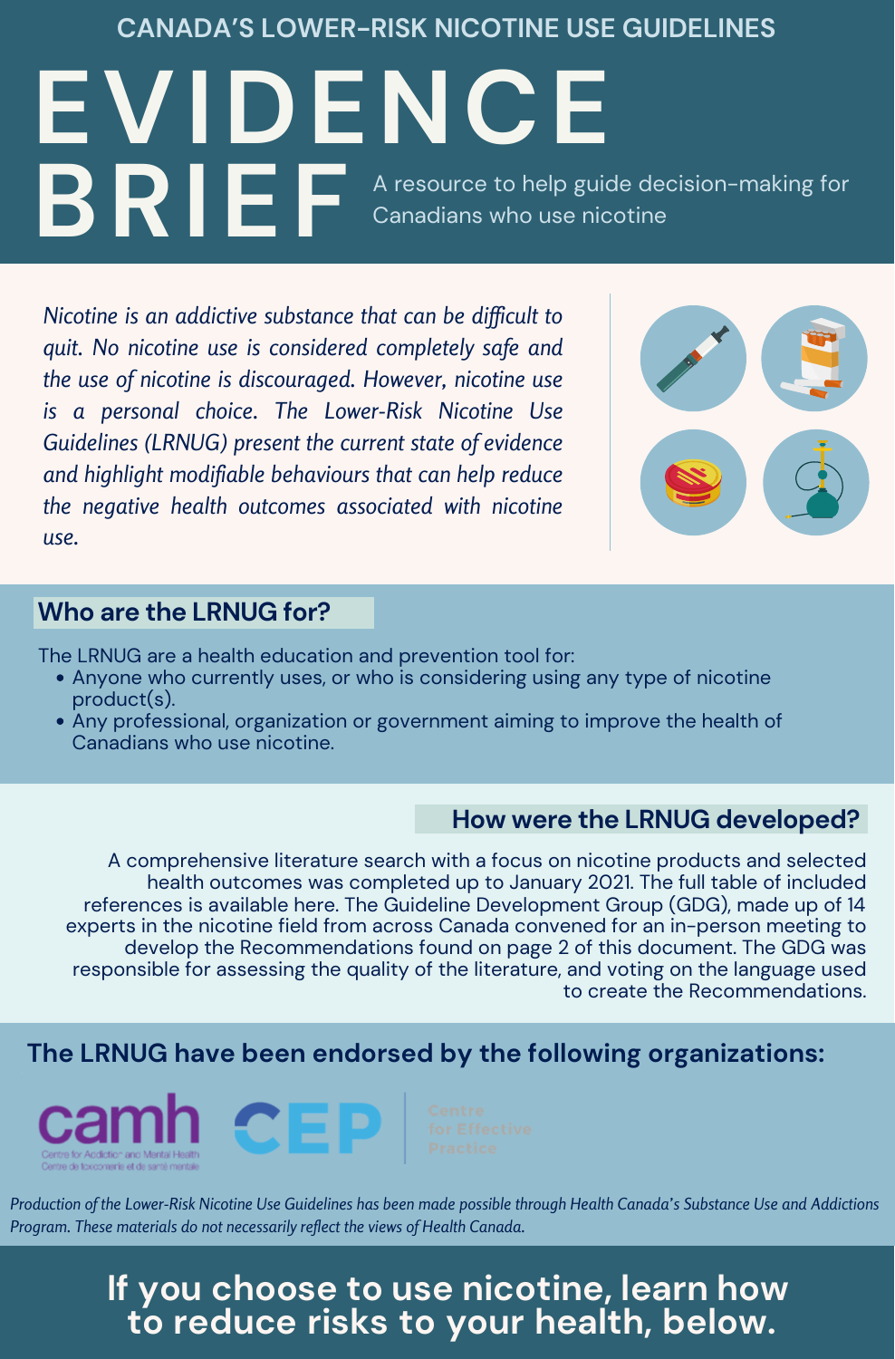CANADA'S LOWER-RISK NICOTINE USE GUIDELINES

# EVIDENCE BRIEF

A resource to help guide decision-making for Canadians who use nicotine

*Nicotine is an addictive substance that can be difficult to quit. No nicotine use is considered completely safe and the use of nicotine is discouraged. However, nicotine use is a personal choice. The Lower-Risk Nicotine Use Guidelines (LRNUG) present the current state of evidence and highlight modifiable behaviours that can help reduce the negative health outcomes associated with nicotine use.*

## Who are the LRNUG for?

The LRNUG are a health education and prevention tool for:

- Anyone who currently uses, or who is considering using any type of nicotine product(s).
- Any professional, organization or government aiming to improve the health of Canadians who use nicotine.

## How were the LRNUG developed?

A comprehensive literature search with a focus on nicotine products and selected health outcomes was completed up to January 2021. The full table of included references is available here. The Guideline Development Group (GDG), made up of 14 experts in the nicotine field from across Canada convened for an in-person meeting to develop the Recommendations found on page 2 of this document. The GDG was responsible for assessing the quality of the literature, and voting on the language used to create the Recommendations.

## The LRNUG have been endorsed by the following organizations:

camh – Centre for Addiction and Mental Health / Centre de toxicomanie et de santé mentale

CEP – Centre for Effective Practice

*Production of the Lower-Risk Nicotine Use Guidelines has been made possible through Health Canada's Substance Use and Addictions Program. These materials do not necessarily reflect the views of Health Canada.*

**If you choose to use nicotine, learn how to reduce risks to your health, below.**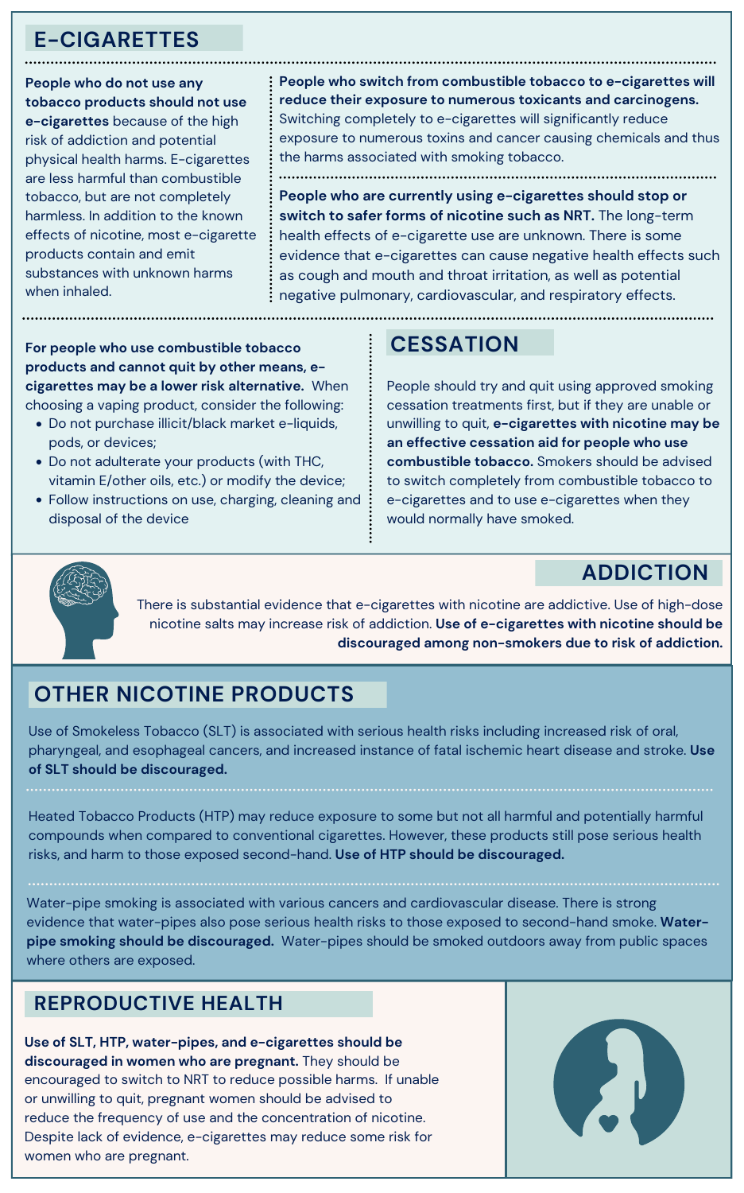## E-CIGARETTES

**People who do not use any tobacco products should not use e-cigarettes** because of the high risk of addiction and potential physical health harms. E-cigarettes are less harmful than combustible tobacco, but are not completely harmless. In addition to the known effects of nicotine, most e-cigarette products contain and emit substances with unknown harms when inhaled.

**People who switch from combustible tobacco to e-cigarettes will reduce their exposure to numerous toxicants and carcinogens.** Switching completely to e-cigarettes will significantly reduce exposure to numerous toxins and cancer causing chemicals and thus the harms associated with smoking tobacco.

**People who are currently using e-cigarettes should stop or switch to safer forms of nicotine such as NRT.** The long-term health effects of e-cigarette use are unknown. There is some evidence that e-cigarettes can cause negative health effects such as cough and mouth and throat irritation, as well as potential negative pulmonary, cardiovascular, and respiratory effects.

**For people who use combustible tobacco products and cannot quit by other means, e-cigarettes may be a lower risk alternative.** When choosing a vaping product, consider the following:

- Do not purchase illicit/black market e-liquids, pods, or devices;
- Do not adulterate your products (with THC, vitamin E/other oils, etc.) or modify the device;
- Follow instructions on use, charging, cleaning and disposal of the device

## CESSATION

People should try and quit using approved smoking cessation treatments first, but if they are unable or unwilling to quit, **e-cigarettes with nicotine may be an effective cessation aid for people who use combustible tobacco.** Smokers should be advised to switch completely from combustible tobacco to e-cigarettes and to use e-cigarettes when they would normally have smoked.

## ADDICTION

There is substantial evidence that e-cigarettes with nicotine are addictive. Use of high-dose nicotine salts may increase risk of addiction. **Use of e-cigarettes with nicotine should be discouraged among non-smokers due to risk of addiction.**

## OTHER NICOTINE PRODUCTS

Use of Smokeless Tobacco (SLT) is associated with serious health risks including increased risk of oral, pharyngeal, and esophageal cancers, and increased instance of fatal ischemic heart disease and stroke. **Use of SLT should be discouraged.**

Heated Tobacco Products (HTP) may reduce exposure to some but not all harmful and potentially harmful compounds when compared to conventional cigarettes. However, these products still pose serious health risks, and harm to those exposed second-hand. **Use of HTP should be discouraged.**

Water-pipe smoking is associated with various cancers and cardiovascular disease. There is strong evidence that water-pipes also pose serious health risks to those exposed to second-hand smoke. **Water-pipe smoking should be discouraged.** Water-pipes should be smoked outdoors away from public spaces where others are exposed.

## REPRODUCTIVE HEALTH

**Use of SLT, HTP, water-pipes, and e-cigarettes should be discouraged in women who are pregnant.** They should be encouraged to switch to NRT to reduce possible harms. If unable or unwilling to quit, pregnant women should be advised to reduce the frequency of use and the concentration of nicotine. Despite lack of evidence, e-cigarettes may reduce some risk for women who are pregnant.